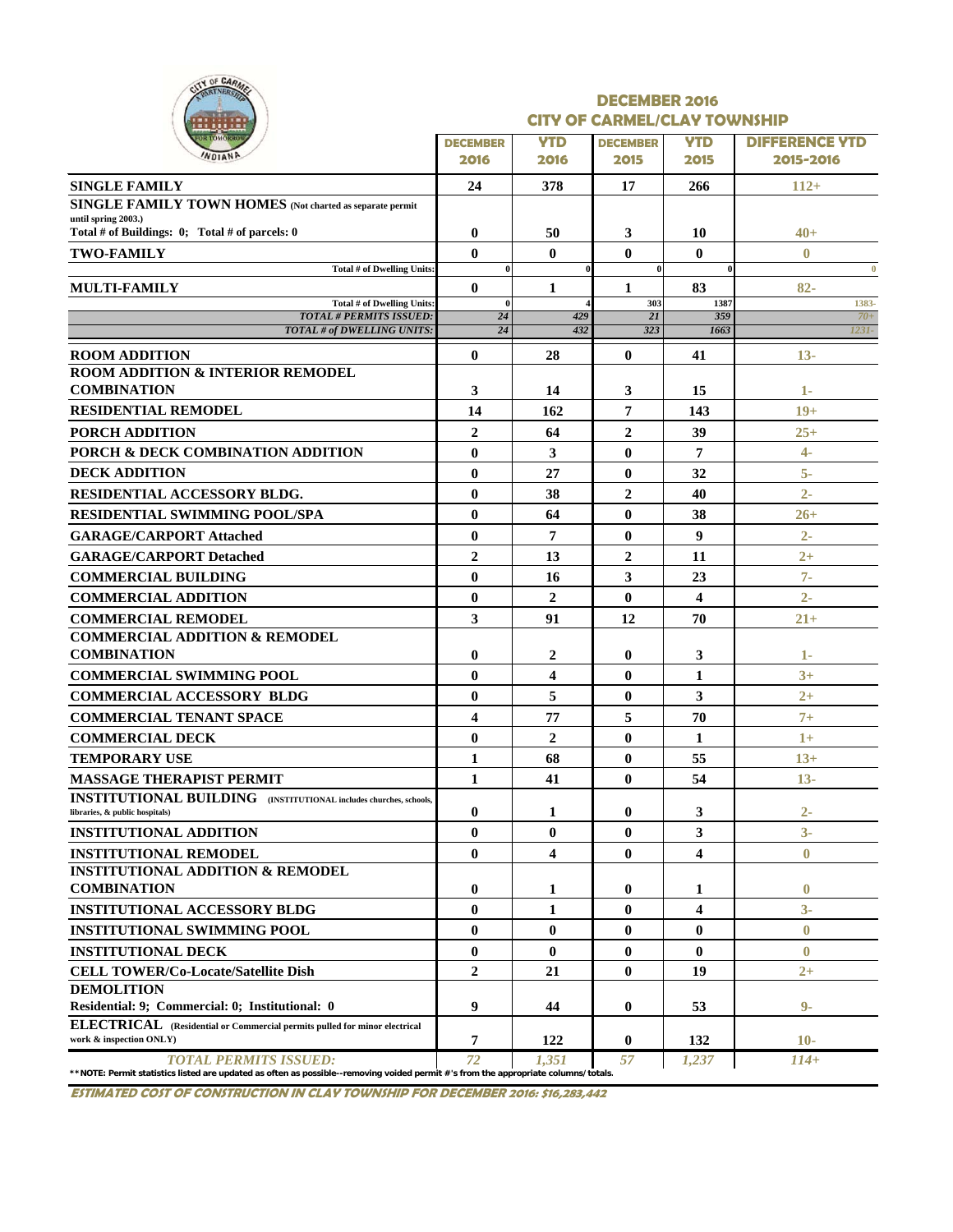# DECEMBER 2016
## CITY OF CARMEL/CLAY TOWNSHIP

| | DECEMBER 2016 | YTD 2016 | DECEMBER 2015 | YTD 2015 | DIFFERENCE YTD 2015-2016 |
|---|---|---|---|---|---|
| **SINGLE FAMILY** | 24 | 378 | 17 | 266 | 112+ |
| **SINGLE FAMILY TOWN HOMES** (Not charted as separate permit until spring 2003.) Total # of Buildings: 0; Total # of parcels: 0 | 0 | 50 | 3 | 10 | 40+ |
| **TWO-FAMILY** | 0 | 0 | 0 | 0 | 0 |
| Total # of Dwelling Units: | 0 | 0 | 0 | 0 | 0 |
| **MULTI-FAMILY** | 0 | 1 | 1 | 83 | 82- |
| Total # of Dwelling Units: | 0 | 4 | 303 | 1387 | 1383- |
| *TOTAL # PERMITS ISSUED:* | 24 | 429 | 21 | 359 | 70+ |
| *TOTAL # of DWELLING UNITS:* | 24 | 432 | 323 | 1663 | 1231- |
| **ROOM ADDITION** | 0 | 28 | 0 | 41 | 13- |
| **ROOM ADDITION & INTERIOR REMODEL COMBINATION** | 3 | 14 | 3 | 15 | 1- |
| **RESIDENTIAL REMODEL** | 14 | 162 | 7 | 143 | 19+ |
| **PORCH ADDITION** | 2 | 64 | 2 | 39 | 25+ |
| **PORCH & DECK COMBINATION ADDITION** | 0 | 3 | 0 | 7 | 4- |
| **DECK ADDITION** | 0 | 27 | 0 | 32 | 5- |
| **RESIDENTIAL ACCESSORY BLDG.** | 0 | 38 | 2 | 40 | 2- |
| **RESIDENTIAL SWIMMING POOL/SPA** | 0 | 64 | 0 | 38 | 26+ |
| **GARAGE/CARPORT Attached** | 0 | 7 | 0 | 9 | 2- |
| **GARAGE/CARPORT Detached** | 2 | 13 | 2 | 11 | 2+ |
| **COMMERCIAL BUILDING** | 0 | 16 | 3 | 23 | 7- |
| **COMMERCIAL ADDITION** | 0 | 2 | 0 | 4 | 2- |
| **COMMERCIAL REMODEL** | 3 | 91 | 12 | 70 | 21+ |
| **COMMERCIAL ADDITION & REMODEL COMBINATION** | 0 | 2 | 0 | 3 | 1- |
| **COMMERCIAL SWIMMING POOL** | 0 | 4 | 0 | 1 | 3+ |
| **COMMERCIAL ACCESSORY BLDG** | 0 | 5 | 0 | 3 | 2+ |
| **COMMERCIAL TENANT SPACE** | 4 | 77 | 5 | 70 | 7+ |
| **COMMERCIAL DECK** | 0 | 2 | 0 | 1 | 1+ |
| **TEMPORARY USE** | 1 | 68 | 0 | 55 | 13+ |
| **MASSAGE THERAPIST PERMIT** | 1 | 41 | 0 | 54 | 13- |
| **INSTITUTIONAL BUILDING** (INSTITUTIONAL includes churches, schools, libraries, & public hospitals) | 0 | 1 | 0 | 3 | 2- |
| **INSTITUTIONAL ADDITION** | 0 | 0 | 0 | 3 | 3- |
| **INSTITUTIONAL REMODEL** | 0 | 4 | 0 | 4 | 0 |
| **INSTITUTIONAL ADDITION & REMODEL COMBINATION** | 0 | 1 | 0 | 1 | 0 |
| **INSTITUTIONAL ACCESSORY BLDG** | 0 | 1 | 0 | 4 | 3- |
| **INSTITUTIONAL SWIMMING POOL** | 0 | 0 | 0 | 0 | 0 |
| **INSTITUTIONAL DECK** | 0 | 0 | 0 | 0 | 0 |
| **CELL TOWER/Co-Locate/Satellite Dish** | 2 | 21 | 0 | 19 | 2+ |
| **DEMOLITION** Residential: 9; Commercial: 0; Institutional: 0 | 9 | 44 | 0 | 53 | 9- |
| **ELECTRICAL** (Residential or Commercial permits pulled for minor electrical work & inspection ONLY) | 7 | 122 | 0 | 132 | 10- |
| *TOTAL PERMITS ISSUED:* | 72 | 1,351 | 57 | 1,237 | 114+ |

**NOTE: Permit statistics listed are updated as often as possible--removing voided permit #'s from the appropriate columns/totals.

**ESTIMATED COST OF CONSTRUCTION IN CLAY TOWNSHIP FOR DECEMBER 2016: $16,283,442**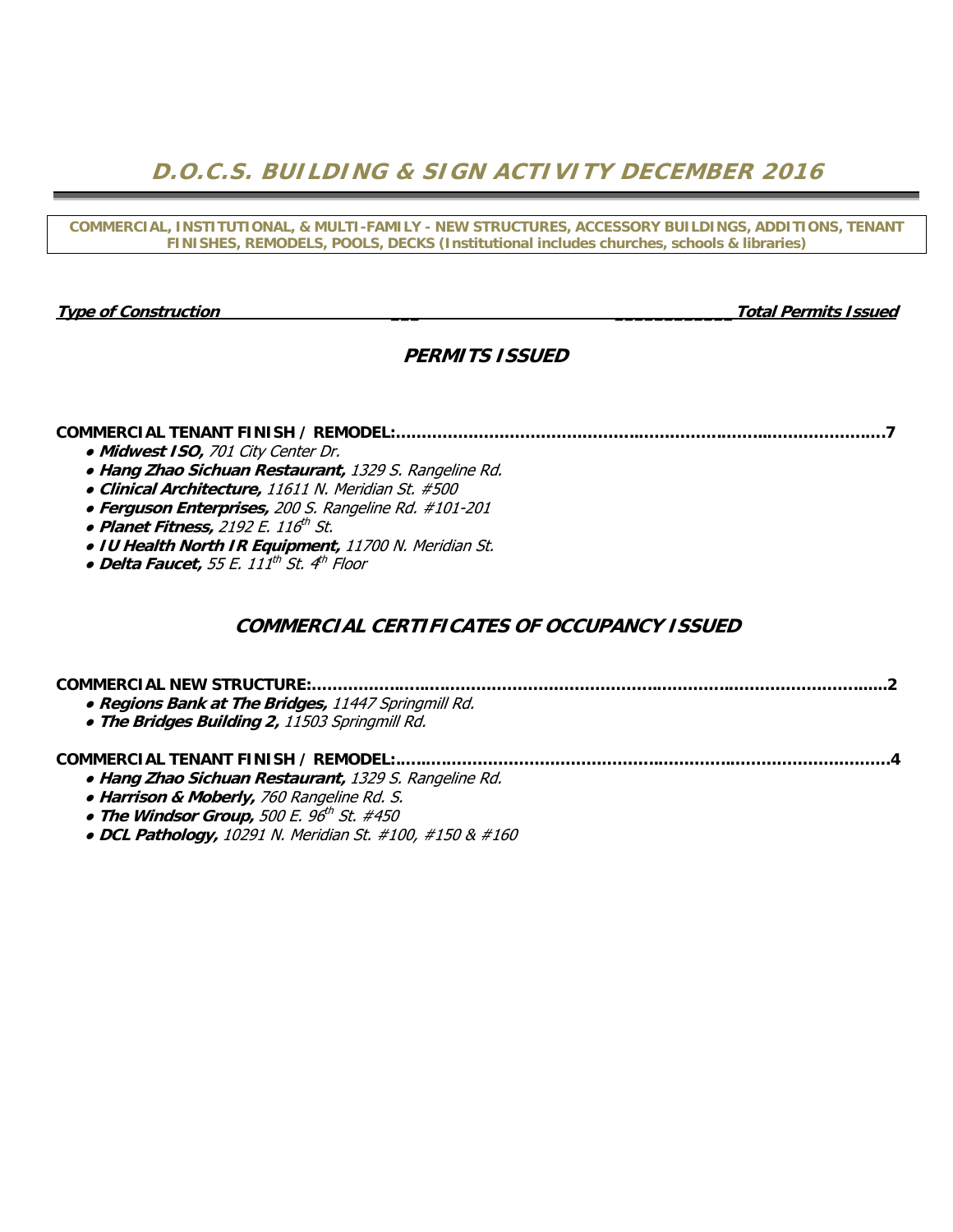# D.O.C.S. BUILDING & SIGN ACTIVITY DECEMBER 2016

**COMMERCIAL, INSTITUTIONAL, & MULTI-FAMILY - NEW STRUCTURES, ACCESSORY BUILDINGS, ADDITIONS, TENANT FINISHES, REMODELS, POOLS, DECKS (Institutional includes churches, schools & libraries)**

***Type of Construction*** ***Total Permits Issued***

## *PERMITS ISSUED*

**COMMERCIAL TENANT FINISH / REMODEL:..........................................................................................7**

- ***Midwest ISO,*** *701 City Center Dr.*
- ***Hang Zhao Sichuan Restaurant,*** *1329 S. Rangeline Rd.*
- ***Clinical Architecture,*** *11611 N. Meridian St. #500*
- ***Ferguson Enterprises,*** *200 S. Rangeline Rd. #101-201*
- ***Planet Fitness,*** *2192 E. 116th St.*
- ***IU Health North IR Equipment,*** *11700 N. Meridian St.*
- ***Delta Faucet,*** *55 E. 111th St. 4th Floor*

## *COMMERCIAL CERTIFICATES OF OCCUPANCY ISSUED*

**COMMERCIAL NEW STRUCTURE:..........................................................................................................2**

- ***Regions Bank at The Bridges,*** *11447 Springmill Rd.*
- ***The Bridges Building 2,*** *11503 Springmill Rd.*

**COMMERCIAL TENANT FINISH / REMODEL:..........................................................................................4**

- ***Hang Zhao Sichuan Restaurant,*** *1329 S. Rangeline Rd.*
- ***Harrison & Moberly,*** *760 Rangeline Rd. S.*
- ***The Windsor Group,*** *500 E. 96th St. #450*
- ***DCL Pathology,*** *10291 N. Meridian St. #100, #150 & #160*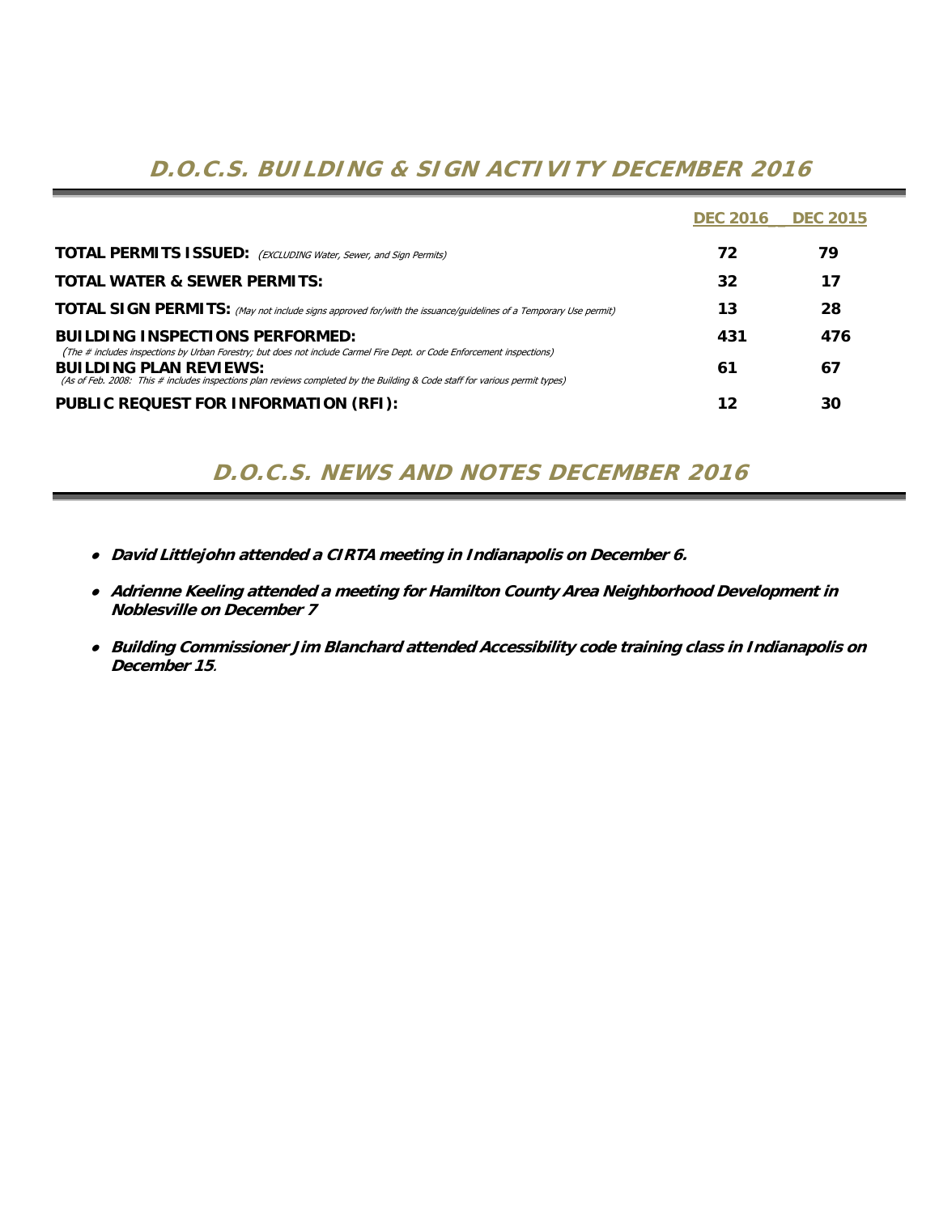## D.O.C.S. BUILDING & SIGN ACTIVITY DECEMBER 2016

| | DEC 2016 | DEC 2015 |
|---|---|---|
| **TOTAL PERMITS ISSUED:** *(EXCLUDING Water, Sewer, and Sign Permits)* | 72 | 79 |
| **TOTAL WATER & SEWER PERMITS:** | 32 | 17 |
| **TOTAL SIGN PERMITS:** *(May not include signs approved for/with the issuance/guidelines of a Temporary Use permit)* | 13 | 28 |
| **BUILDING INSPECTIONS PERFORMED:** *(The # includes inspections by Urban Forestry; but does not include Carmel Fire Dept. or Code Enforcement inspections)* | 431 | 476 |
| **BUILDING PLAN REVIEWS:** *(As of Feb. 2008: This # includes inspections plan reviews completed by the Building & Code staff for various permit types)* | 61 | 67 |
| **PUBLIC REQUEST FOR INFORMATION (RFI):** | 12 | 30 |

## D.O.C.S. NEWS AND NOTES DECEMBER 2016

- ***David Littlejohn attended a CIRTA meeting in Indianapolis on December 6.***
- ***Adrienne Keeling attended a meeting for Hamilton County Area Neighborhood Development in Noblesville on December 7***
- ***Building Commissioner Jim Blanchard attended Accessibility code training class in Indianapolis on December 15.***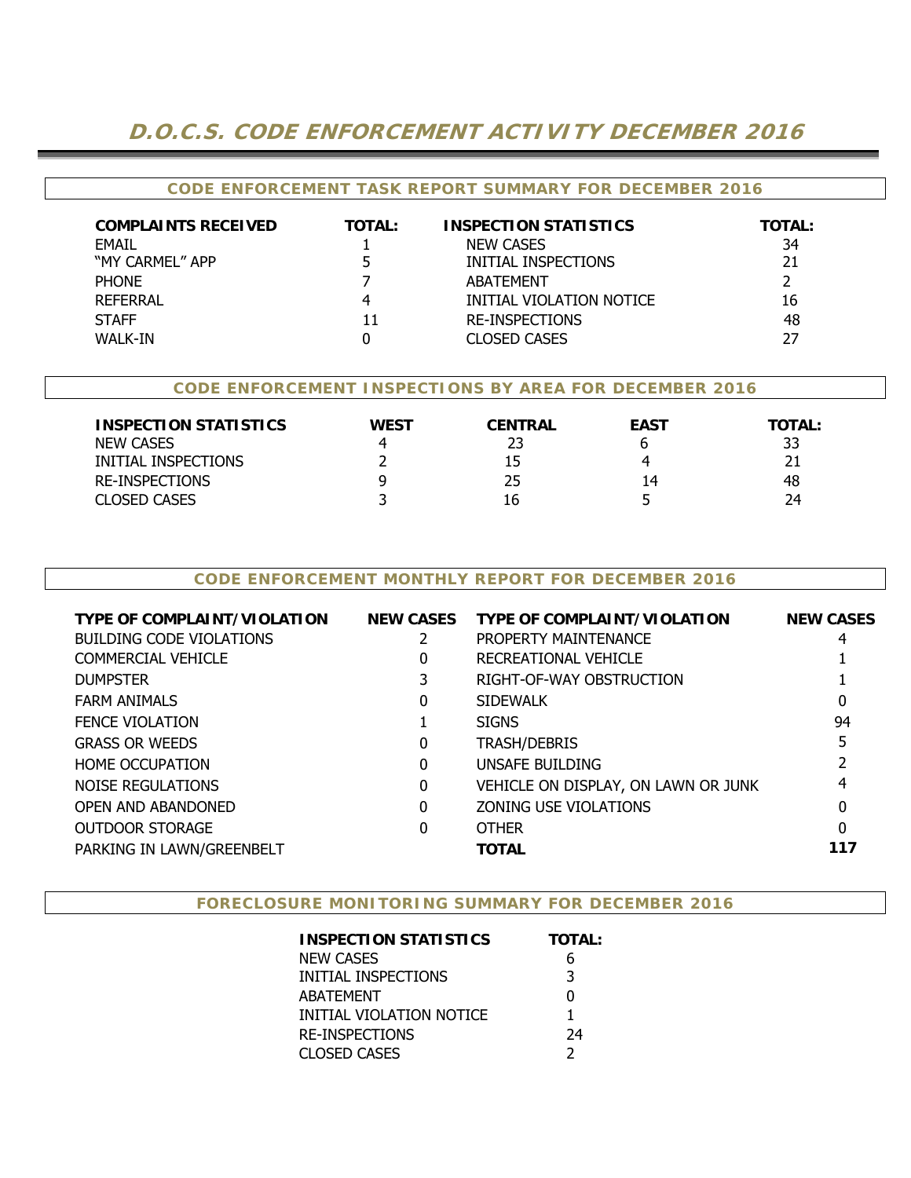# D.O.C.S. CODE ENFORCEMENT ACTIVITY DECEMBER 2016

## CODE ENFORCEMENT TASK REPORT SUMMARY FOR DECEMBER 2016

| COMPLAINTS RECEIVED | TOTAL: | INSPECTION STATISTICS | TOTAL: |
|---|---|---|---|
| EMAIL | 1 | NEW CASES | 34 |
| "MY CARMEL" APP | 5 | INITIAL INSPECTIONS | 21 |
| PHONE | 7 | ABATEMENT | 2 |
| REFERRAL | 4 | INITIAL VIOLATION NOTICE | 16 |
| STAFF | 11 | RE-INSPECTIONS | 48 |
| WALK-IN | 0 | CLOSED CASES | 27 |

## CODE ENFORCEMENT INSPECTIONS BY AREA FOR DECEMBER 2016

| INSPECTION STATISTICS | WEST | CENTRAL | EAST | TOTAL: |
|---|---|---|---|---|
| NEW CASES | 4 | 23 | 6 | 33 |
| INITIAL INSPECTIONS | 2 | 15 | 4 | 21 |
| RE-INSPECTIONS | 9 | 25 | 14 | 48 |
| CLOSED CASES | 3 | 16 | 5 | 24 |

## CODE ENFORCEMENT MONTHLY REPORT FOR DECEMBER 2016

| TYPE OF COMPLAINT/VIOLATION | NEW CASES | TYPE OF COMPLAINT/VIOLATION | NEW CASES |
|---|---|---|---|
| BUILDING CODE VIOLATIONS | 2 | PROPERTY MAINTENANCE | 4 |
| COMMERCIAL VEHICLE | 0 | RECREATIONAL VEHICLE | 1 |
| DUMPSTER | 3 | RIGHT-OF-WAY OBSTRUCTION | 1 |
| FARM ANIMALS | 0 | SIDEWALK | 0 |
| FENCE VIOLATION | 1 | SIGNS | 94 |
| GRASS OR WEEDS | 0 | TRASH/DEBRIS | 5 |
| HOME OCCUPATION | 0 | UNSAFE BUILDING | 2 |
| NOISE REGULATIONS | 0 | VEHICLE ON DISPLAY, ON LAWN OR JUNK | 4 |
| OPEN AND ABANDONED | 0 | ZONING USE VIOLATIONS | 0 |
| OUTDOOR STORAGE | 0 | OTHER | 0 |
| PARKING IN LAWN/GREENBELT | | **TOTAL** | **117** |

## FORECLOSURE MONITORING SUMMARY FOR DECEMBER 2016

| INSPECTION STATISTICS | TOTAL: |
|---|---|
| NEW CASES | 6 |
| INITIAL INSPECTIONS | 3 |
| ABATEMENT | 0 |
| INITIAL VIOLATION NOTICE | 1 |
| RE-INSPECTIONS | 24 |
| CLOSED CASES | 2 |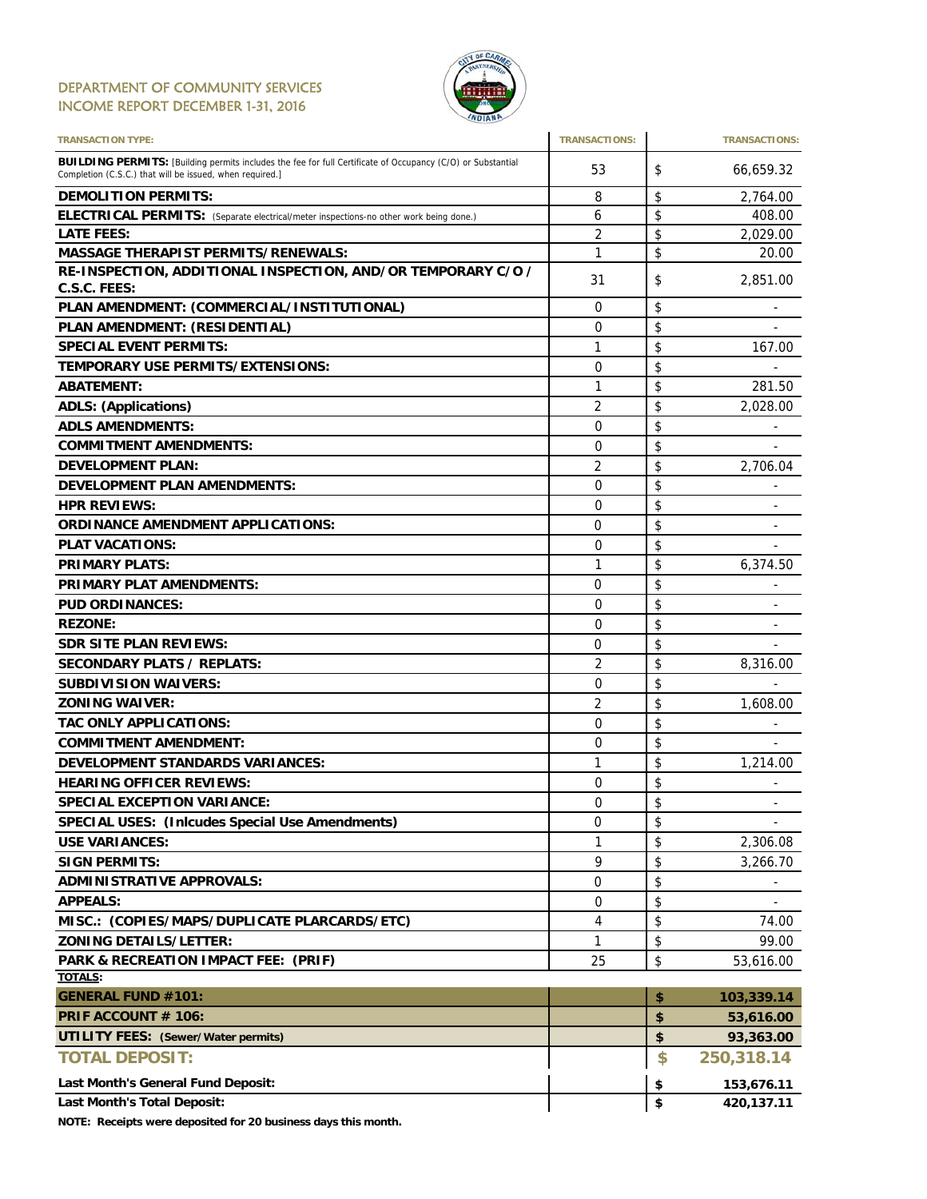DEPARTMENT OF COMMUNITY SERVICES
INCOME REPORT DECEMBER 1-31, 2016

| TRANSACTION TYPE: | TRANSACTIONS: | TRANSACTIONS: |
|---|---|---|
| **BUILDING PERMITS:** [Building permits includes the fee for full Certificate of Occupancy (C/O) or Substantial Completion (C.S.C.) that will be issued, when required.] | 53 | $ 66,659.32 |
| **DEMOLITION PERMITS:** | 8 | $ 2,764.00 |
| **ELECTRICAL PERMITS:** (Separate electrical/meter inspections-no other work being done.) | 6 | $ 408.00 |
| **LATE FEES:** | 2 | $ 2,029.00 |
| **MASSAGE THERAPIST PERMITS/RENEWALS:** | 1 | $ 20.00 |
| **RE-INSPECTION, ADDITIONAL INSPECTION, AND/OR TEMPORARY C/O / C.S.C. FEES:** | 31 | $ 2,851.00 |
| **PLAN AMENDMENT: (COMMERCIAL/INSTITUTIONAL)** | 0 | $ - |
| **PLAN AMENDMENT: (RESIDENTIAL)** | 0 | $ - |
| **SPECIAL EVENT PERMITS:** | 1 | $ 167.00 |
| **TEMPORARY USE PERMITS/EXTENSIONS:** | 0 | $ - |
| **ABATEMENT:** | 1 | $ 281.50 |
| **ADLS: (Applications)** | 2 | $ 2,028.00 |
| **ADLS AMENDMENTS:** | 0 | $ - |
| **COMMITMENT AMENDMENTS:** | 0 | $ - |
| **DEVELOPMENT PLAN:** | 2 | $ 2,706.04 |
| **DEVELOPMENT PLAN AMENDMENTS:** | 0 | $ - |
| **HPR REVIEWS:** | 0 | $ - |
| **ORDINANCE AMENDMENT APPLICATIONS:** | 0 | $ - |
| **PLAT VACATIONS:** | 0 | $ - |
| **PRIMARY PLATS:** | 1 | $ 6,374.50 |
| **PRIMARY PLAT AMENDMENTS:** | 0 | $ - |
| **PUD ORDINANCES:** | 0 | $ - |
| **REZONE:** | 0 | $ - |
| **SDR SITE PLAN REVIEWS:** | 0 | $ - |
| **SECONDARY PLATS / REPLATS:** | 2 | $ 8,316.00 |
| **SUBDIVISION WAIVERS:** | 0 | $ - |
| **ZONING WAIVER:** | 2 | $ 1,608.00 |
| **TAC ONLY APPLICATIONS:** | 0 | $ - |
| **COMMITMENT AMENDMENT:** | 0 | $ - |
| **DEVELOPMENT STANDARDS VARIANCES:** | 1 | $ 1,214.00 |
| **HEARING OFFICER REVIEWS:** | 0 | $ - |
| **SPECIAL EXCEPTION VARIANCE:** | 0 | $ - |
| **SPECIAL USES: (Inlcudes Special Use Amendments)** | 0 | $ - |
| **USE VARIANCES:** | 1 | $ 2,306.08 |
| **SIGN PERMITS:** | 9 | $ 3,266.70 |
| **ADMINISTRATIVE APPROVALS:** | 0 | $ - |
| **APPEALS:** | 0 | $ - |
| **MISC.: (COPIES/MAPS/DUPLICATE PLARCARDS/ETC)** | 4 | $ 74.00 |
| **ZONING DETAILS/LETTER:** | 1 | $ 99.00 |
| **PARK & RECREATION IMPACT FEE: (PRIF)** | 25 | $ 53,616.00 |
| **TOTALS:** | | |
| **GENERAL FUND #101:** | | **$ 103,339.14** |
| **PRIF ACCOUNT # 106:** | | **$ 53,616.00** |
| **UTILITY FEES: (Sewer/Water permits)** | | **$ 93,363.00** |
| **TOTAL DEPOSIT:** | | **$ 250,318.14** |
| **Last Month's General Fund Deposit:** | | **$ 153,676.11** |
| **Last Month's Total Deposit:** | | **$ 420,137.11** |

**NOTE: Receipts were deposited for 20 business days this month.**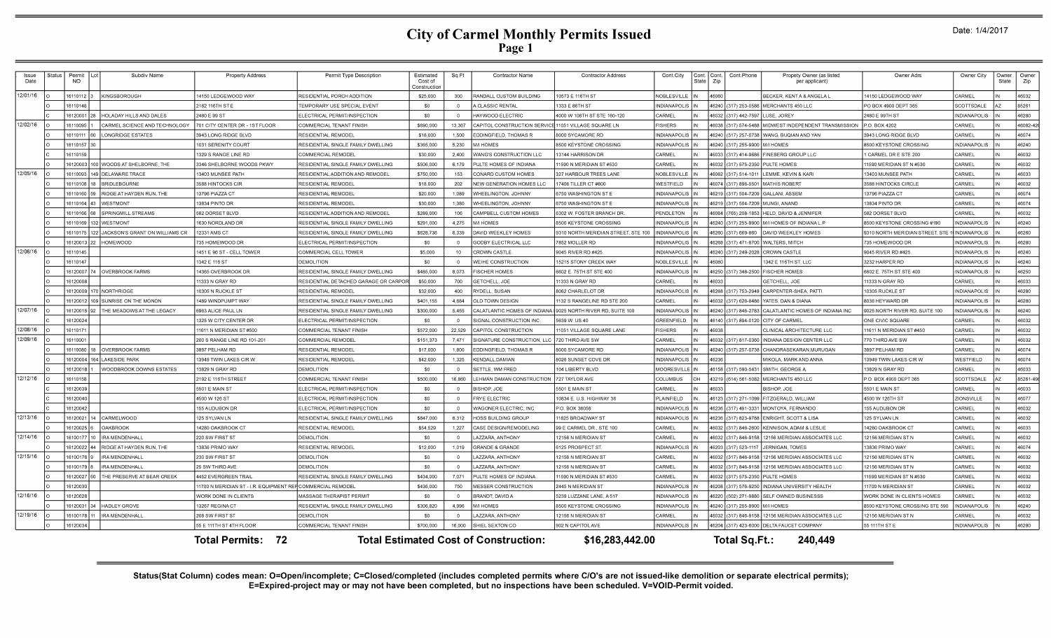# City of Carmel Monthly Permits Issued

Date: 1/4/2017

| Issue Date | Status | Permit NO | Lot | Subdiv Name | Property Address | Permit Type Description | Estimated Cost of Construction | Sq Ft | Contractor Name | Contractor Address | Cont.City | Cont. State | Cont. Zip | Cont.Phone | Propety Owner (as listed per applicant) | Owner Adrs | Owner City | Owner State | Owner Zip |
|---|---|---|---|---|---|---|---|---|---|---|---|---|---|---|---|---|---|---|---|
| 12/01/16 | O | 16110112 | 3 | KINGSBOROUGH | 14150 LEDGEWOOD WAY | RESIDENTIAL PORCH ADDITION | $25,000 | 300 | RANDALL CUSTOM BUILDING | 10573 E 116TH ST | NOBLESVILLE | IN | 46060 | | BECKER, KENT A & ANGELA L | 14150 LEDGEWOOD WAY | CARMEL | IN | 46032 |
| | O | 16110148 | | | 2182 116TH ST E | TEMPORARY USE SPECIAL EVENT | $0 | 0 | A CLASSIC RENTAL | 1333 E 86TH ST | INDIANAPOLIS | IN | 46240 | (317) 253-0586 | MERCHANTS 450 LLC | PO BOX 4900 DEPT 365 | SCOTTSDALE | AZ | 85261 |
| | C | 16120001 | 28 | HOLADAY HILLS AND DALES | 2480 E 99 ST | ELECTRICAL PERMIT/INSPECTION | $0 | 0 | HAYWOOD ELECTRIC | 4000 W 106TH ST STE 160-120 | CARMEL | IN | 46032 | (317) 442-7597 | LUSE, JOREY | 2480 E 99TH ST | INDIANAPOLIS | IN | 46280 |
| 12/02/16 | O | 16110095 | 1 | CARMEL SCIENCE AND TECHNOLOGY | 701 CITY CENTER DR - 1ST FLOOR | COMMERCIAL TENANT FINISH | $690,000 | 13,367 | CAPITOL CONSTRUCTION SERVICE | 11051 VILLAGE SQUARE LN | FISHERS | IN | 46038 | (317) 574-5488 | MIDWEST INDEPENDENT TRANSMISSION | P.O. BOX 4202 | CARMEL | IN | 46082-420 |
| | O | 16110111 | 60 | LONGRIDGE ESTATES | 3943 LONG RIDGE BLVD | RESIDENTIAL REMODEL | $18,000 | 1,500 | EDDINGFIELD, THOMAS R | 8000 SYCAMORE RD | INDIANAPOLIS | IN | 46240 | (317) 257-0738 | WANG, BUQIAN AND YAN | 3943 LONG RIDGE BLVD | CARMEL | IN | 46074 |
| | O | 16110157 | 30 | | 1031 SERENITY COURT | RESIDENTIAL SINGLE FAMILY DWELLING | $365,000 | 5,230 | M/I HOMES | 8500 KEYSTONE CROSSING | INDIANAPOLIS | IN | 46240 | (317) 255-9900 | M/I HOMES | 8500 KEYSTONE CROSSING | INDIANAPOLIS | IN | 46240 |
| | O | 16110159 | | | 1329 S RANGE LINE RD | COMMERCIAL REMODEL | $30,000 | 2,400 | WANG'S CONSTRUCTION LLC | 13144 HARRISON DR | CARMEL | IN | 46033 | (317) 414-9686 | FINEBERG GROUP LLC | 1 CARMEL DR E STE 200 | CARMEL | IN | 46032 |
| | O | 16120003 | 100 | WOODS AT SHELBORNE, THE | 3346 SHELBORNE WOODS PKWY | RESIDENTIAL SINGLE FAMILY DWELLING | $506,000 | 6,179 | PULTE HOMES OF INDIANA | 11590 N MERIDIAN ST #530 | CARMEL | IN | 46032 | (317) 575-2350 | PULTE HOMES | 11590 MERIDIAN ST N #530 | CARMEL | IN | 46032 |
| 12/05/16 | O | 16110093 | 149 | DELAWARE TRACE | 13403 MUNSEE PATH | RESIDENTIAL ADDITION AND REMODEL | $750,000 | 153 | CONARD CUSTOM HOMES | 327 HARBOUR TREES LANE | NOBLESVILLE | IN | 46062 | (317) 514-1011 | LEMME, KEVIN & KARI | 13403 MUNSEE PATH | CARMEL | IN | 46033 |
| | O | 16110108 | 18 | BRIDLEBOURNE | 3588 HINTOCKS CIR | RESIDENTIAL REMODEL | $18,000 | 202 | NEW GENERATION HOMES LLC | 17406 TILLER CT #800 | WESTFIELD | IN | 46074 | (317) 896-5501 | MATHIS ROBERT | 3588 HINTOCKS CIRCLE | CARMEL | IN | 46032 |
| | O | 16110160 | 59 | RIDGE AT HAYDEN RUN, THE | 13796 PIAZZA CT | RESIDENTIAL REMODEL | $20,000 | 1,089 | WHEELINGTON, JOHNNY | 6750 WASHINGTON ST E | INDIANAPOLIS | IN | 46219 | (317) 504-7209 | GALLANI, ASSEM | 13796 PIAZZA CT | CARMEL | IN | 46074 |
| | O | 16110164 | 43 | WESTMONT | 13834 PINTO DR | RESIDENTIAL REMODEL | $30,000 | 1,380 | WHEELINGTON, JOHNNY | 6750 WASHINGTON ST E | INDIANAPOLIS | IN | 46219 | (317) 504-7209 | MUNGI, ANAND | 13834 PINTO DR | CARMEL | IN | 46074 |
| | O | 16110166 | 68 | SPRINGMILL STREAMS | 582 DORSET BLVD | RESIDENTIAL ADDITION AND REMODEL | $289,000 | 106 | CAMPBELL CUSTOM HOMES | 6302 W. FOSTER BRANCH DR. | PENDLETON | IN | 46064 | (765) 208-1853 | HELD, DAVID & JENNIFER | 582 DORSET BLVD | CARMEL | IN | 46032 |
| | O | 16110169 | 132 | WESTMONT | 1630 NORDLAND DR | RESIDENTIAL SINGLE FAMILY DWELLING | $291,000 | 4,275 | M/I HOMES | 8500 KEYSTONE CROSSING | INDIANAPOLIS | IN | 46240 | (317) 255-9900 | M/I HOMES OF INDIANA L.P. | 8500 KEYSTONE CROSSING #190 | INDIANAPOLIS | IN | 46240 |
| | O | 16110175 | 122 | JACKSON'S GRANT ON WILLIAMS CR | 12331 AMS CT | RESIDENTIAL SINGLE FAMILY DWELLING | $528,736 | 6,339 | DAVID WEEKLEY HOMES | 9310 NORTH MERIDIAN STREET, STE 100 | INDIANAPOLIS | IN | 46260 | (317) 669-860 | DAVID WEEKLEY HOMES | 9310 NORTH MERIDIAN STREET, STE 1 | INDIANAPOLIS | IN | 46260 |
| | O | 16120013 | 22 | HOMEWOOD | 735 HOMEWOOD DR | ELECTRICAL PERMIT/INSPECTION | $0 | 0 | GODBY ELECTRICAL LLC | 7852 MOLLER RD | INDIANAPOLIS | IN | 46268 | (317) 471-8700 | WALTERS, MITCH | 735 HOMEWOOD DR | INDIANAPOLIS | IN | 46280 |
| 12/06/16 | O | 16110145 | | | 1451 E 96 ST - CELL TOWER | COMMERCIAL CELL TOWER | $5,000 | 10 | CROWN CASTLE | 9045 RIVER RD #425 | INDIANAPOLIS | IN | 46240 | (317) 249-2028 | CROWN CASTLE | 9045 RIVER RD #425 | INDIANAPOLIS | IN | 46240 |
| | O | 16110147 | | | 1342 E 116 ST | DEMOLITION | $0 | 0 | WEIHE CONSTRUCTION | 15215 STONY CREEK WAY | NOBLESVILLE | IN | 46060 | | 1342 E 116TH ST, LLC | 3232 HARPER RD | INDIANAPOLIS | IN | 46240 |
| | O | 16120007 | 74 | OVERBROOK FARMS | 14365 OVERBROOK DR | RESIDENTIAL SINGLE FAMILY DWELLING | $485,000 | 8,073 | FISCHER HOMES | 6602 E. 75TH ST STE 400 | INDIANAPOLIS | IN | 46250 | (317) 348-2500 | FISCHER HOMES | 6602 E. 75TH ST STE 400 | INDIANAPOLIS | IN | 46250 |
| | O | 16120008 | | | 11333 N GRAY RD | RESIDENTIAL DETACHED GARAGE OR CARPOR | $50,000 | 700 | GETCHELL, JOE | 11333 N GRAY RD | CARMEL | IN | 46033 | | GETCHELL, JOE | 11333 N GRAY RD | CARMEL | IN | 46033 |
| | O | 16120009 | 170 | NORTHRIDGE | 10305 N RUCKLE ST | RESIDENTIAL REMODEL | $32,000 | 400 | RYDELL, SUSAN | 8062 CHARLELOT DR | INDIANAPOLIS | IN | 46288 | (317) 753-2948 | CARPENTER-SHEA, PATTI | 10305 RUCKLE ST | INDIANAPOLIS | IN | 46280 |
| | O | 16120012 | 109 | SUNRISE ON THE MONON | 1489 WINDPUMPT WAY | RESIDENTIAL SINGLE FAMILY DWELLING | $401,155 | 4,684 | OLD TOWN DESIGN | 1132 S RANGELINE RD STE 200 | CARMEL | IN | 46032 | (317) 626-8486 | YATES, DAN & DIANA | 8036 HEYWARD DR | INDIANAPOLIS | IN | 46280 |
| 12/07/16 | O | 16120015 | 92 | THE MEADOWS AT THE LEGACY | 6963 ALICE PAUL LN | RESIDENTIAL SINGLE FAMILY DWELLING | $300,000 | 5,455 | CALATLANTIC HOMES OF INDIANA | 9025 NORTH RIVER RD, SUITE 100 | INDIANAPOLIS | IN | 46240 | (317) 846-2783 | CALATLANTIC HOMES OF INDIANA INC | 9025 NORTH RIVER RD, SUITE 100 | INDIANAPOLIS | IN | 46240 |
| | C | 16120024 | | | 1325 W CITY CENTER DR | ELECTRICAL PERMIT/INSPECTION | $0 | 0 | SIGNAL CONSTRUCTION INC. | 5639 W. US 40 | GREENFIELD | IN | 46140 | (317) 894-0120 | CITY OF CARMEL | ONE CIVIC SQUARE | CARMEL | IN | 46032 |
| 12/08/16 | O | 16110171 | | | 11611 N MERIDIAN ST #500 | COMMERCIAL TENANT FINISH | $572,000 | 22,529 | CAPITOL CONSTRUCTION | 11051 VILLAGE SQUARE LANE | FISHERS | IN | 46038 | | CLINICAL ARCHITECTURE LLC | 11611 N MERIDIAN ST #450 | CARMEL | IN | 46032 |
| 12/09/16 | O | 16110001 | | | 200 S RANGE LINE RD 101-201 | COMMERCIAL REMODEL | $151,373 | 7,471 | SIGNATURE CONSTRUCTION, LLC | 720 THIRD AVE SW | CARMEL | IN | 46032 | (317) 817-0360 | INDIANA DESIGN CENTER LLC | 770 THIRD AVE SW | CARMEL | IN | 46032 |
| | O | 16110080 | 18 | OVERBROOK FARMS | 3897 PELHAM RD | RESIDENTIAL REMODEL | $17,000 | 1,800 | EDDINGFIELD, THOMAS R | 8000 SYCAMORE RD | INDIANAPOLIS | IN | 46240 | (317) 257-0738 | CHANDRASEKARAN,MURUGAN | 3897 PELHAM RD | CARMEL | IN | 46074 |
| | O | 16120004 | 164 | LAKESIDE PARK | 13949 TWIN LAKES CIR W | RESIDENTIAL REMODEL | $42,000 | 1,325 | KENDALL,DAMIAN | 8026 SUNSET COVE DR | INDIANAPOLIS | IN | 46236 | | MIKOLA, MARK AND ANNA | 13949 TWIN LAKES CIR W | WESTFIELD | IN | 46074 |
| | O | 16120018 | 1 | WOODBROOK DOWNS ESTATES | 13829 N GRAY RD | DEMOLITION | $0 | 0 | SETTLE, WM FRED | 104 LIBERTY BLVD | MOORESVILLE | IN | 46158 | (317) 590-5431 | SMITH, GEORGE A | 13829 N GRAY RD | CARMEL | IN | 46033 |
| 12/12/16 | O | 16110158 | | | 2192 E 116TH STREET | COMMERCIAL TENANT FINISH | $500,000 | 16,860 | LEHMAN DAMAN CONSTRUCTION | 727 TAYLOR AVE | COLUMBUS | OH | 43219 | (614) 561-5082 | MERCHANTS 450 LLC | P.O. BOX 4900 DEPT 365 | SCOTTSDALE | AZ | 85261-490 |
| | C | 16120039 | | | 5501 E MAIN ST | ELECTRICAL PERMIT/INSPECTION | $0 | 0 | BISHOP, JOE | 5501 E MAIN ST | CARMEL | IN | 46033 | | BISHOP, JOE | 5501 E MAIN ST | CARMEL | IN | 46033 |
| | C | 16120040 | | | 4500 W 126 ST | ELECTRICAL PERMIT/INSPECTION | $0 | 0 | FRYE ELECTRIC | 10834 E. U.S. HIGHWAY 36 | PLAINFIELD | IN | 46123 | (317) 271-1099 | FITZGERALD, WILLIAM | 4500 W 126TH ST | ZIONSVILLE | IN | 46077 |
| | C | 16120042 | | | 155 AUDUBON DR | ELECTRICAL PERMIT/INSPECTION | $0 | 0 | WAGONER ELECTRIC, INC | P.O. BOX 36056 | INDIANAPOLIS | IN | 46236 | (317) 491-3331 | MONTOYA, FERNANDO | 155 AUDUBON DR | CARMEL | IN | 46032 |
| 12/13/16 | O | 16120021 | 14 | CARMELWOOD | 125 SYLVAN LN | RESIDENTIAL SINGLE FAMILY DWELLING | $847,000 | 6,312 | HOSS BUILDING GROUP | 11825 BROADWAY ST | INDIANAPOLIS | IN | 46236 | (317) 823-9788 | ENRIGHT, SCOTT & LISA | 125 SYLVAN LN | CARMEL | IN | 46032 |
| | O | 16120025 | 6 | OAKBROOK | 14280 OAKBROOK CT | RESIDENTIAL REMODEL | $54,529 | 1,227 | CASE DESIGN/REMODELING | 99 E CARMEL DR., STE 100 | CARMEL | IN | 46032 | (317) 846-2600 | KENNISON, ADAM & LESLIE | 14280 OAKBROOK CT | CARMEL | IN | 46033 |
| 12/14/16 | O | 16100177 | 10 | IRA MENDENHALL | 220 SW FIRST ST | DEMOLITION | $0 | 0 | LAZZARA, ANTHONY | 12156 N MERIDIAN ST | CARMEL | IN | 46032 | (317) 846-9158 | 12156 MERIDIAN ASSOCIATES LLC | 12156 MERIDIAN ST N | CARMEL | IN | 46032 |
| | O | 16120022 | 44 | RIDGE AT HAYDEN RUN, THE | 13836 PRIMO WAY | RESIDENTIAL REMODEL | $12,000 | 1,019 | GRANDE & GRANDE | 6125 PROSPECT ST. | INDIANAPOLIS | IN | 46203 | (317) 523-1117 | JERNIGAN, TOMES | 13836 PRIMO WAY | CARMEL | IN | 46074 |
| 12/15/16 | O | 16100176 | 9 | IRA MENDENHALL | 230 SW FIRST ST | DEMOLITION | $0 | 0 | LAZZARA, ANTHONY | 12156 N MERIDIAN ST | CARMEL | IN | 46032 | (317) 846-9158 | 12156 MERIDIAN ASSOCIATES LLC | 12156 MERIDIAN ST N | CARMEL | IN | 46032 |
| | O | 16100179 | 8 | IRA MENDENHALL | 25 SW THIRD AVE | DEMOLITION | $0 | 0 | LAZZARA, ANTHONY | 12156 N MERIDIAN ST | CARMEL | IN | 46032 | (317) 846-9158 | 12156 MERIDIAN ASSOCIATES LLC | 12156 MERIDIAN ST N | CARMEL | IN | 46032 |
| | O | 16120027 | 60 | THE PRESERVE AT BEAR CREEK | 4452 EVERGREEN TRAIL | RESIDENTIAL SINGLE FAMILY DWELLING | $434,000 | 7,071 | PULTE HOMES OF INDIANA | 11590 N MERIDIAN ST #530 | CARMEL | IN | 46032 | (317) 575-2350 | PULTE HOMES | 11590 MERIDIAN ST N #530 | CARMEL | IN | 46032 |
| | O | 16120030 | | | 11700 N MERIDIAN ST - I.R. EQUIPMENT REF | COMMERCIAL REMODEL | $436,000 | 750 | MESSER CONSTRUCTION | 2445 N MERIDIAN ST | INDIANAPOLIS | IN | 46208 | (317) 576-9250 | INDIANA UNIVERSITY HEALTH | 11700 N MERIDIAN ST | CARMEL | IN | 46032 |
| 12/16/16 | O | 16120028 | | | WORK DONE IN CLIENTS | MASSAGE THERAPIST PERMIT | $0 | 0 | BRANDT, DAVID A | 5239 LUZZANE LANE, A 517 | INDIANAPOLIS | IN | 46220 | (502) 271-9880 | SELF OWNED BUSINESSS | WORK DONE IN CLIENTS HOMES | CARMEL | IN | 46032 |
| | O | 16120031 | 34 | HADLEY GROVE | 13267 REGINA CT | RESIDENTIAL SINGLE FAMILY DWELLING | $306,820 | 4,996 | M/I HOMES | 8500 KEYSTONE CROSSING | INDIANAPOLIS | IN | 46240 | (317) 255-9900 | M/I HOMES | 8500 KEYSTONE CROSSING STE 590 | INDIANAPOLIS | IN | 46240 |
| 12/19/16 | O | 16100178 | 11 | IRA MENDENHALL | 208 SW FIRST ST | DEMOLITION | $0 | 0 | LAZZARA, ANTHONY | 12156 N MERIDIAN ST | CARMEL | IN | 46032 | (317) 846-9158 | 12156 MERIDIAN ASSOCIATES LLC | 12156 MERIDIAN ST N | CARMEL | IN | 46032 |
| | O | 16120034 | | | 55 E 111TH ST 4TH FLOOR | COMMERCIAL TENANT FINISH | $700,000 | 16,000 | SHIEL SEXTON CO | 902 N CAPITOL AVE | INDIANAPOLIS | IN | 46204 | (317) 423-6000 | DELTA FAUCET COMPANY | 55 111TH ST E | INDIANAPOLIS | IN | 46280 |

**Total Permits: 72** **Total Estimated Cost of Construction: $16,283,442.00** **Total Sq.Ft.: 240,449**

**Status(Stat Column) codes mean: O=Open/incomplete; C=Closed/completed (includes completed permits where C/O's are not issued-like demolition or separate electrical permits); E=Expired-project may or may not have been completed, but no inspections have been scheduled. V=VOID-Permit voided.**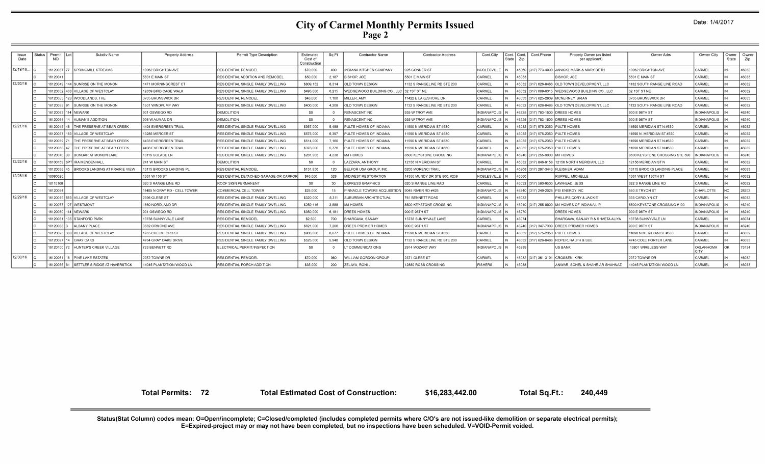# City of Carmel Monthly Permits Issued

Page 2

Date: 1/4/2017

| Issue Date | Status | Permit NO | Lot | Subdiv Name | Property Address | Permit Type Description | Estimated Cost of Construction | Sq Ft | Contractor Name | Contractor Address | Cont.City | Cont. State | Cont. Zip | Cont.Phone | Propety Owner (as listed per applicant) | Owner Adrs | Owner City | Owner State | Owner Zip |
|---|---|---|---|---|---|---|---|---|---|---|---|---|---|---|---|---|---|---|---|
| 12/19/16... | O | 16120037 | 77 | SPRINGMILL STREAMS | 13062 BRIGHTON AVE | RESIDENTIAL REMODEL | $70,000 | 400 | INDIANA KITCHEN COMPANY | 925 CONNER ST | NOBLESVILLE | IN | 46060 | (317) 773-4000 | JANICKI, MARK & MARY BETH | 13062 BRIGHTON AVE | CARMEL | IN | 46032 |
| | O | 16120041 | | | 5501 E MAIN ST | RESIDENTIAL ADDITION AND REMODEL | $50,000 | 2,187 | BISHOP, JOE | 5501 E MAIN ST | CARMEL | IN | 46033 | | BISHOP, JOE | 5501 E MAIN ST | CARMEL | IN | 46033 |
| 12/20/16 | O | 16120049 | 144 | SUNRISE ON THE MONON | 1471 MORNINGCREST CT | RESIDENTIAL SINGLE FAMILY DWELLING | $809,152 | 8,314 | OLD TOWN DESIGN | 1132 S RANGELINE RD STE 200 | CARMEL | IN | 46032 | (317) 626-8486 | OLD TOWN DEVELOPMENT, LLC | 1132 SOUTH RANGE LINE ROAD | CARMEL | IN | 46032 |
| | O | 16120052 | 408 | VILLAGE OF WESTCLAY | 12839 BIRD CAGE WALK | RESIDENTIAL SINGLE FAMILY DWELLING | $495,000 | 6,215 | WEDGEWOOD BUILDING CO., LLC | 32 1ST ST NE | CARMEL | IN | 46032 | (317) 669-6315 | WEDGEWOOD BUILDING CO., LLC | 32 1ST ST NE | CARMEL | IN | 46032 |
| | O | 16120053 | 128 | WOODLANDS, THE | 3705 BRUNSWICK DR | RESIDENTIAL REMODEL | $48,000 | 1,100 | MILLER, AMY | 11422 E LAKESHORE DR | CARMEL | IN | 46033 | (317) 625-2809 | MCNERNEY, BRIAN | 3705 BRUNSWICK DR | CARMEL | IN | 46033 |
| | O | 16120055 | 91 | SUNRISE ON THE MONON | 1501 WINDPUMP WAY | RESIDENTIAL SINGLE FAMILY DWELLING | $400,000 | 4,208 | OLD TOWN DESIGN | 1132 S RANGELINE RD STE 200 | CARMEL | IN | 46032 | (317) 626-8486 | OLD TOWN DEVELOPMENT, LLC | 1132 SOUTH RANGE LINE ROAD | CARMEL | IN | 46032 |
| | O | 16120063 | 114 | NEWARK | 901 OSWEGO RD | DEMOLITION | $0 | 0 | RENASCENT INC | 935 W TROY AVE | INDIANAPOLIS | IN | 46225 | (317) 783-1500 | DREES HOMES | 900 E 96TH ST | INDIANAPOLIS | IN | 46240 |
| | O | 16120064 | 14 | AUMAN'S ADDITION | 908 W AUMAN DR | DEMOLITION | $0 | 0 | RENASCENT INC | 935 W TROY AVE | INDIANAPOLIS | IN | 46225 | (317) 783-1500 | DREES HOMES | 900 E 96TH ST | INDIANAPOLIS | IN | 46240 |
| 12/21/16 | O | 16120045 | 48 | THE PRESERVE AT BEAR CREEK | 4494 EVERGREEN TRAIL | RESIDENTIAL SINGLE FAMILY DWELLING | $367,000 | 5,488 | PULTE HOMES OF INDIANA | 11590 N MERIDIAN ST #530 | CARMEL | IN | 46032 | (317) 575-2350 | PULTE HOMES | 11590 MERIDIAN ST N #530 | CARMEL | IN | 46032 |
| | O | 16120057 | 183 | VILLAGE OF WESTCLAY | 13285 MERCER ST | RESIDENTIAL SINGLE FAMILY DWELLING | $575,000 | 6,397 | PULTE HOMES OF INDIANA | 11590 N MERIDIAN ST #530 | CARMEL | IN | 46032 | (317) 575-2350 | PULTE HOMES | 11590 N. MERIDIAN ST #530 | CARMEL | IN | 46032 |
| | O | 16120059 | 71 | THE PRESERVE AT BEAR CREEK | 4433 EVERGREEN TRAIL | RESIDENTIAL SINGLE FAMILY DWELLING | $514,000 | 7,160 | PULTE HOMES OF INDIANA | 11590 N MERIDIAN ST #530 | CARMEL | IN | 46032 | (317) 575-2350 | PULTE HOMES | 11590 MERIDIAN ST N #530 | CARMEL | IN | 46032 |
| | O | 16120068 | 47 | THE PRESERVE AT BEAR CREEK | 4498 EVERGREEN TRAIL | RESIDENTIAL SINGLE FAMILY DWELLING | $378,000 | 5,776 | PULTE HOMES OF INDIANA | 11590 N MERIDIAN ST #530 | CARMEL | IN | 46032 | (317) 575-2350 | PULTE HOMES | 11590 MERIDIAN ST N #530 | CARMEL | IN | 46032 |
| | O | 16120070 | 39 | BONBAR AT MONON LAKE | 10115 SOLACE LN | RESIDENTIAL SINGLE FAMILY DWELLING | $281,905 | 4,238 | M/I HOMES | 8500 KEYSTONE CROSSING | INDIANAPOLIS | IN | 46240 | (317) 255-9900 | M/I HOMES | 8500 KEYSTONE CROSSING STE 590 | INDIANAPOLIS | IN | 46240 |
| 12/22/16 | O | 16100169 | 6PT | IRA MENDENHALL | 241 W MAIN ST | DEMOLITION | $0 | 0 | LAZZARA, ANTHONY | 12156 N MERIDIAN ST | CARMEL | IN | 46032 | (317) 848-9158 | 12156 NORTH MERIDIAN, LLC | 12156 MERIDIAN ST N | CARMEL | IN | 46032 |
| | O | 16120038 | 45 | BROOKS LANDING AT PRAIRIE VIEW | 13115 BROOKS LANDING PL | RESIDENTIAL REMODEL | $131,856 | 120 | BELFOR USA GROUP, INC. | 6205 MORENCI TRAIL | INDIANAPOLIS | IN | 46268 | (317) 297-3443 | FLEISHER, ADAM | 13115 BROOKS LANDING PLACE | CARMEL | IN | 46033 |
| 12/28/16 | O | 16080020 | | | 1061 W 136 ST | RESIDENTIAL DETACHED GARAGE OR CARPOR | $46,000 | 528 | MIDWEST RESTORATION | 14350 MUNDY DR STE 800, #259 | NOBLESVILLE | IN | 46060 | | RUPPEL, MICHELLE | 1061 WEST 136TH ST | CARMEL | IN | 46032 |
| | C | 16110168 | | | 620 S RANGE LINE RD | ROOF SIGN PERMANENT | $0 | 30 | EXPRESS GRAPHICS | 620 S RANGE LINE RAD | CARMEL | IN | 46032 | (317) 580-9500 | LAWHEAD, JESS | 622 S RANGE LINE RD | CARMEL | IN | 46032 |
| | O | 16120094 | | | 11405 N GRAY RD - CELL TOWER | COMMERCIAL CELL TOWER | $25,000 | 15 | PINNACLE TOWERS ACQUISITION | 9045 RIVER RD #425 | INDIANAPOLIS | IN | 46240 | (317) 249-2028 | PSI ENERGY INC | 550 S TRYON ST | CHARLOTTE | NC | 28202 |
| 12/29/16 | O | 16120019 | 559 | VILLAGE OF WESTCLAY | 2396 GLEBE ST | RESIDENTIAL SINGLE FAMILY DWELLING | $320,000 | 5,311 | SUBURBAN ARCHITECTUAL | 761 BENNETT ROAD | CARMEL | IN | 46032 | | PHILLIPS,CORY & JACKIE | 333 CAROLYN CT | CARMEL | IN | 46032 |
| | O | 16120077 | 127 | WESTMONT | 1680 NORDLAND DR | RESIDENTIAL SINGLE FAMILY DWELLING | $259,416 | 3,888 | M/I HOMES | 8500 KEYSTONE CROSSING | INDIANAPOLIS | IN | 46240 | (317) 255-9900 | M/I HOMES OF INDIANA L.P. | 8500 KEYSTONE CROSSING #190 | INDIANAPOLIS | IN | 46240 |
| | O | 16120080 | 114 | NEWARK | 901 OSWEGO RD | RESIDENTIAL SINGLE FAMILY DWELLING | $350,000 | 6,181 | DREES HOMES | 900 E 96TH ST | INDIANAPOLIS | IN | 46270 | | DREES HOMES | 900 E 96TH ST | INDIANAPOLIS | IN | 46240 |
| | O | 16120081 | 135 | STANFORD PARK | 13738 SUNNYVALE LANE | RESIDENTIAL REMODEL | $2,500 | 700 | BHARGAVA, SANJAY | 13738 SUNNYVALE LANE | CARMEL | IN | 46074 | | BHARGAVA, SANJAY R & SHVETA ALIYA | 13738 SUNNYVALE LN | CARMEL | IN | 46074 |
| | O | 16120088 | 3 | ALBANY PLACE | 3582 ORMOND AVE | RESIDENTIAL SINGLE FAMILY DWELLING | $621,000 | 7,206 | DREES PREMIER HOMES | 900 E 96TH ST | INDIANAPOLIS | IN | 46240 | (317) 347-7300 | DREES PREMIER HOMES | 900 E 96TH ST | INDIANAPOLIS | IN | 46240 |
| | O | 16120095 | 308 | VILLAGE OF WESTCLAY | 1955 CHELMSFORD ST | RESIDENTIAL SINGLE FAMILY DWELLING | $903,000 | 8,677 | PULTE HOMES OF INDIANA | 11590 N MERIDIAN ST #530 | CARMEL | IN | 46032 | (317) 575-2350 | PULTE HOMES | 11690 N MERIDIAN ST #530 | CARMEL | IN | 46032 |
| | O | 16120097 | 14 | GRAY OAKS | 4764 GRAY OAKS DRIVE | RESIDENTIAL SINGLE FAMILY DWELLING | $525,000 | 5,948 | OLD TOWN DESIGN | 1132 S RANGELINE RD STE 200 | CARMEL | IN | 46032 | (317) 626-8486 | ROPER, RALPH & SUE | 4745 COLE PORTER LANE | CARMEL | IN | 46033 |
| | C | 16120100 | 72 | HUNTER'S CREEK VILLAGE | 723 BENNETT RD | ELECTRICAL PERMIT/INSPECTION | $0 | 0 | LT COMMUNICATIONS | 2914 MOZART WAY | INDIANAPOLIS | IN | 46239 | | US BANK | 13801 WIRELESS WAY | OKLAHOMA CITY | OK | 73134 |
| 12/30/16 | O | 16120061 | 16 | PINE LAKE ESTATES | 2972 TOWNE DR | RESIDENTIAL REMODEL | $70,000 | 960 | WILLIAM GORDON GROUP | 2371 GLEBE ST | CARMEL | IN | 46032 | (317) 361-3191 | CROSSEN, KIRK | 2972 TOWNE DR | CARMEL | IN | 46032 |
| | O | 16120086 | 61 | SETTLER'S RIDGE AT HAVERSTICK | 14045 PLANTATION WOOD LN | RESIDENTIAL PORCH ADDITION | $35,000 | 200 | ZELAYA, RONI J | 12889 ROSS CROSSING | FISHERS | IN | 46038 | | ANWAR, SOHEL & SHAHRIAR SHAHNAZ | 14045 PLANTATION WOOD LN | CARMEL | IN | 46033 |

**Total Permits: 72** **Total Estimated Cost of Construction: $16,283,442.00** **Total Sq.Ft.: 240,449**

**Status(Stat Column) codes mean: O=Open/incomplete; C=Closed/completed (includes completed permits where C/O's are not issued-like demolition or separate electrical permits); E=Expired-project may or may not have been completed, but no inspections have been scheduled. V=VOID-Permit voided.**